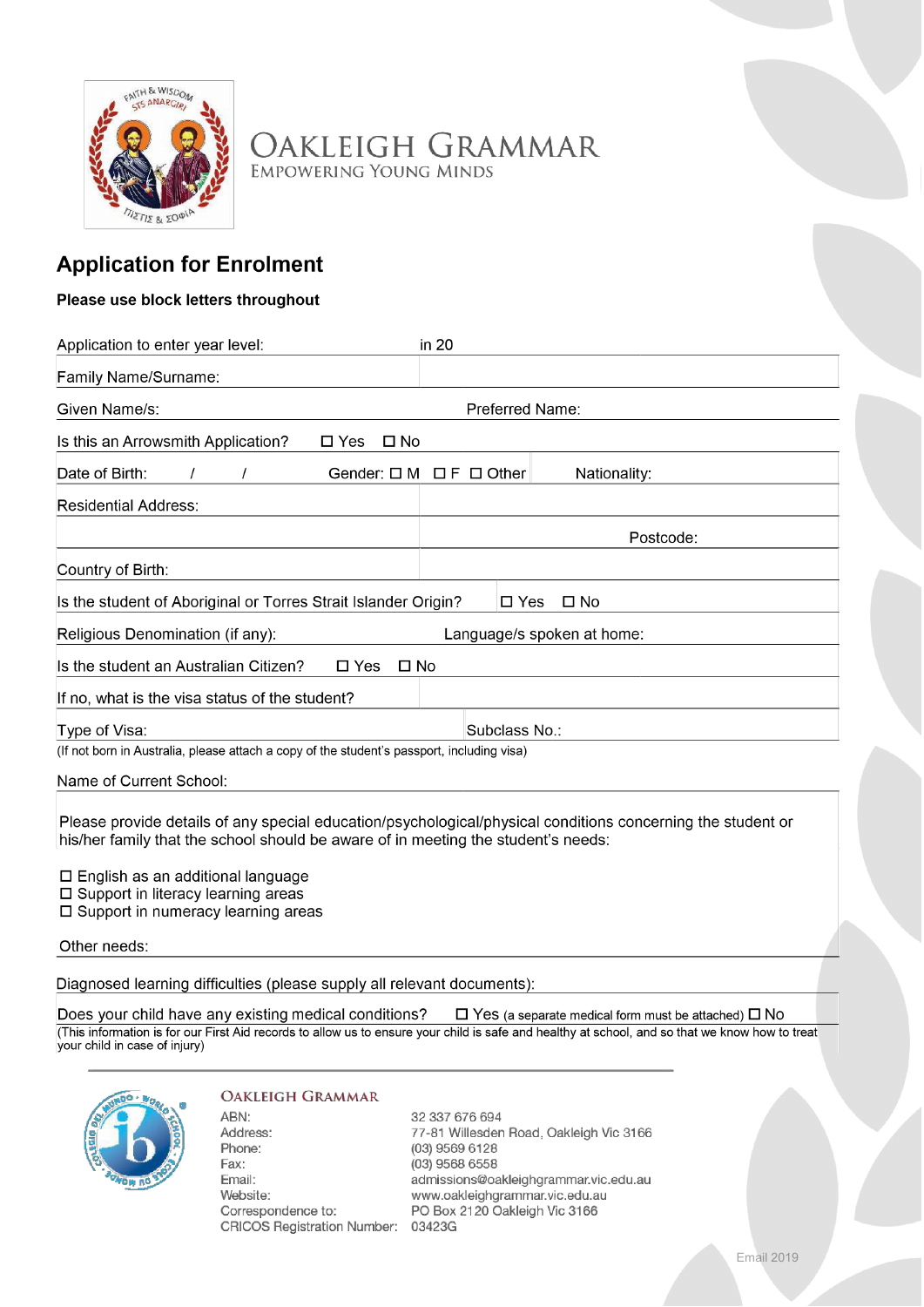# OAKLEIGH GRAMMAR
EMPOWERING YOUNG MINDS

## Application for Enrolment

**Please use block letters throughout**

Application to enter year level: in 20

Family Name/Surname:

Given Name/s: Preferred Name:

Is this an Arrowsmith Application? ☐ Yes ☐ No

Date of Birth: / / Gender: ☐ M ☐ F ☐ Other Nationality:

Residential Address:

Postcode:

Country of Birth:

Is the student of Aboriginal or Torres Strait Islander Origin? ☐ Yes ☐ No

Religious Denomination (if any): Language/s spoken at home:

Is the student an Australian Citizen? ☐ Yes ☐ No

If no, what is the visa status of the student?

Type of Visa: Subclass No.:

(If not born in Australia, please attach a copy of the student's passport, including visa)

Name of Current School:

Please provide details of any special education/psychological/physical conditions concerning the student or his/her family that the school should be aware of in meeting the student's needs:

☐ English as an additional language
☐ Support in literacy learning areas
☐ Support in numeracy learning areas

Other needs:

Diagnosed learning difficulties (please supply all relevant documents):

Does your child have any existing medical conditions? ☐ Yes (a separate medical form must be attached) ☐ No

(This information is for our First Aid records to allow us to ensure your child is safe and healthy at school, and so that we know how to treat your child in case of injury)

**OAKLEIGH GRAMMAR**

| | |
|---|---|
| ABN: | 32 337 676 694 |
| Address: | 77-81 Willesden Road, Oakleigh Vic 3166 |
| Phone: | (03) 9569 6128 |
| Fax: | (03) 9568 6558 |
| Email: | admissions@oakleighgrammar.vic.edu.au |
| Website: | www.oakleighgrammar.vic.edu.au |
| Correspondence to: | PO Box 2120 Oakleigh Vic 3166 |
| CRICOS Registration Number: | 03423G |

Email 2019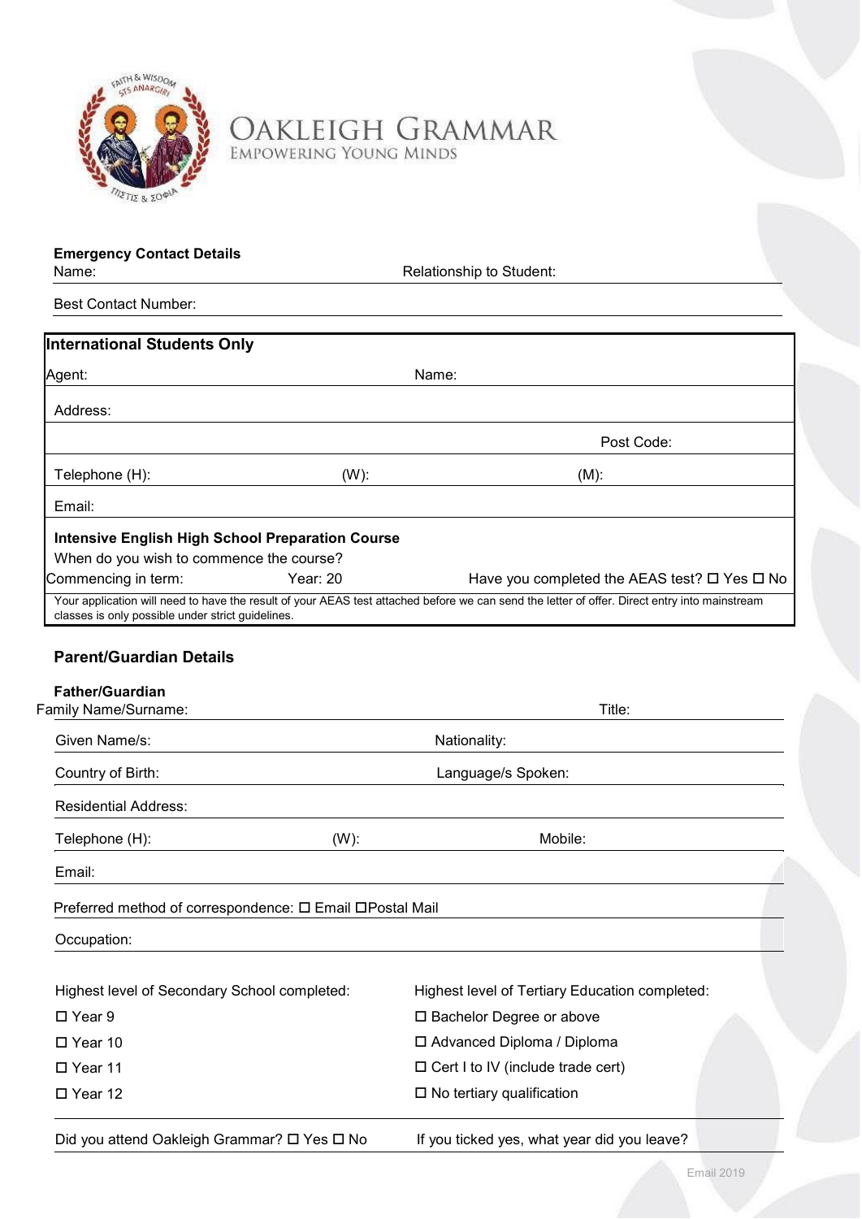# OAKLEIGH GRAMMAR
EMPOWERING YOUNG MINDS

**Emergency Contact Details**

Name: Relationship to Student:

Best Contact Number:

## International Students Only

Agent: Name:

Address:

Post Code:

Telephone (H): (W): (M):

Email:

**Intensive English High School Preparation Course**

When do you wish to commence the course?

Commencing in term: Year: 20 Have you completed the AEAS test? ☐ Yes ☐ No

Your application will need to have the result of your AEAS test attached before we can send the letter of offer. Direct entry into mainstream classes is only possible under strict guidelines.

## Parent/Guardian Details

**Father/Guardian**

Family Name/Surname: Title:

Given Name/s: Nationality:

Country of Birth: Language/s Spoken:

Residential Address:

Telephone (H): (W): Mobile:

Email:

Preferred method of correspondence: ☐ Email ☐ Postal Mail

Occupation:

Highest level of Secondary School completed:

- ☐ Year 9
- ☐ Year 10
- ☐ Year 11
- ☐ Year 12

Highest level of Tertiary Education completed:

- ☐ Bachelor Degree or above
- ☐ Advanced Diploma / Diploma
- ☐ Cert I to IV (include trade cert)
- ☐ No tertiary qualification

Did you attend Oakleigh Grammar? ☐ Yes ☐ No If you ticked yes, what year did you leave?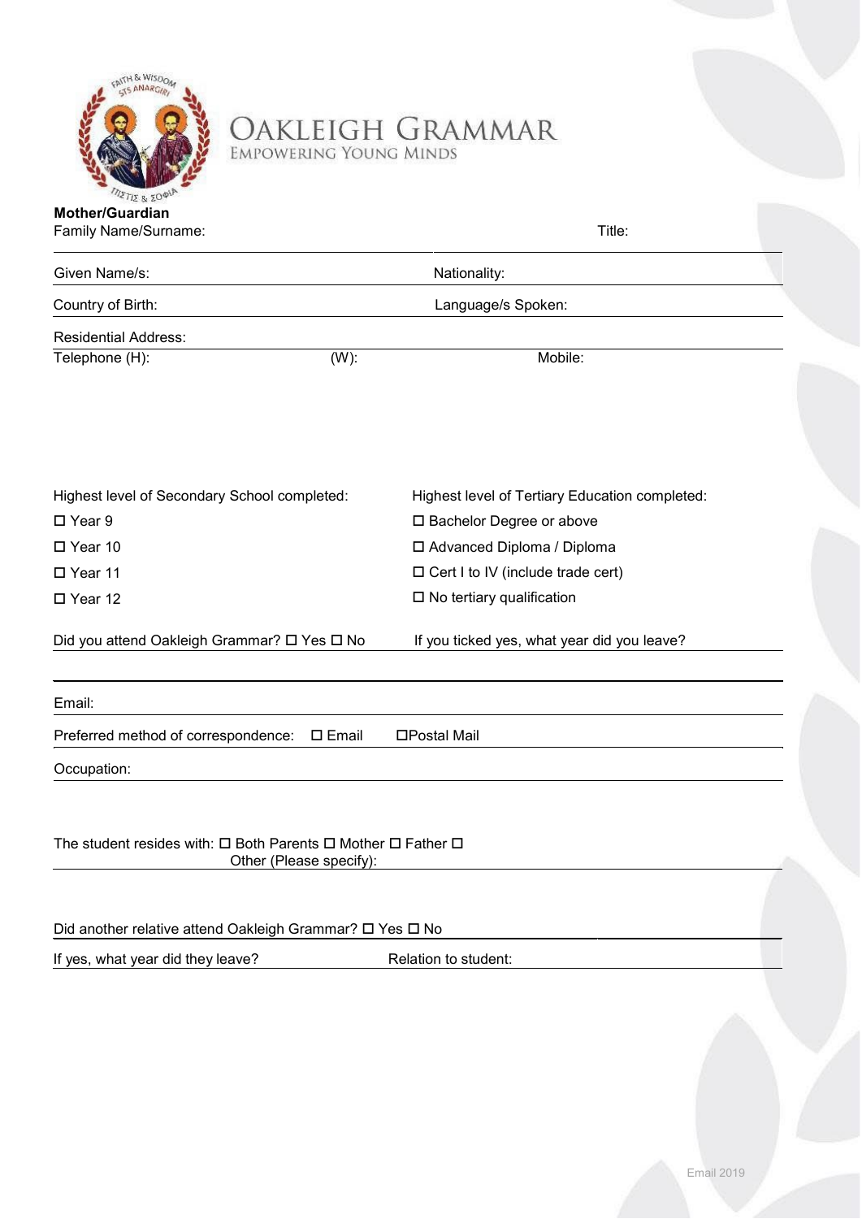OAKLEIGH GRAMMAR
EMPOWERING YOUNG MINDS

**Mother/Guardian**

Family Name/Surname: Title:

Given Name/s: Nationality:

Country of Birth: Language/s Spoken:

Residential Address:

Telephone (H): (W): Mobile:

Highest level of Secondary School completed:

- ☐ Year 9
- ☐ Year 10
- ☐ Year 11
- ☐ Year 12

Highest level of Tertiary Education completed:

- ☐ Bachelor Degree or above
- ☐ Advanced Diploma / Diploma
- ☐ Cert I to IV (include trade cert)
- ☐ No tertiary qualification

Did you attend Oakleigh Grammar? ☐ Yes ☐ No If you ticked yes, what year did you leave?

Email:

Preferred method of correspondence: ☐ Email ☐Postal Mail

Occupation:

The student resides with: ☐ Both Parents ☐ Mother ☐ Father ☐ Other (Please specify):

Did another relative attend Oakleigh Grammar? ☐ Yes ☐ No

If yes, what year did they leave? Relation to student:

Email 2019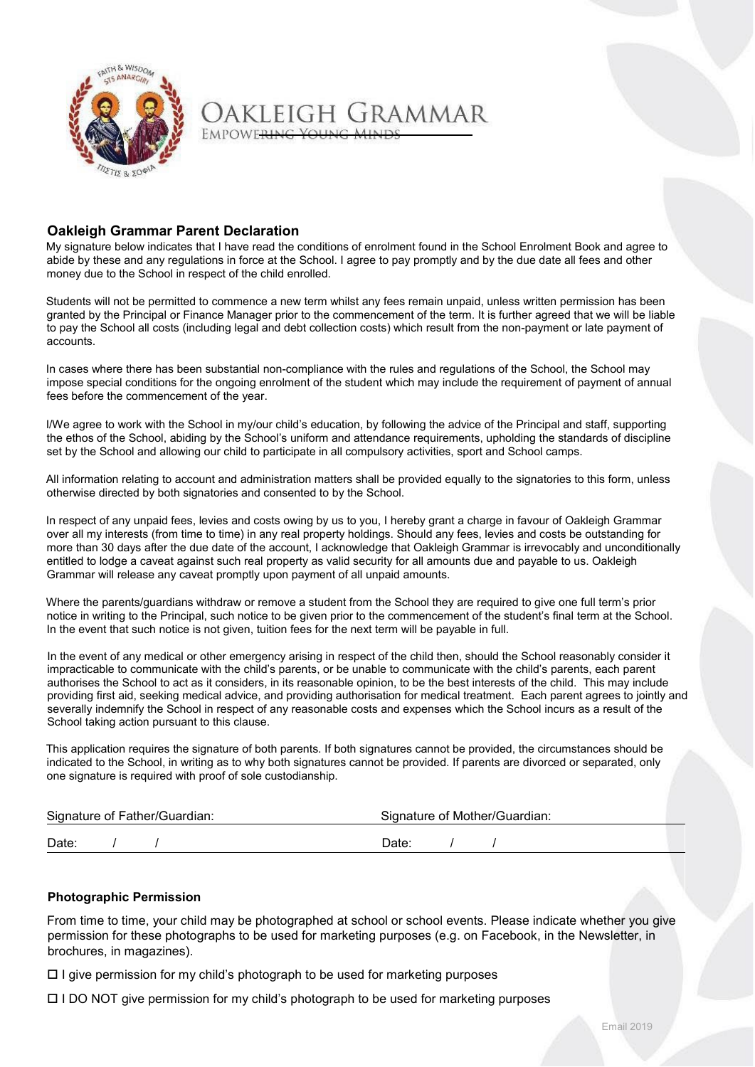# OAKLEIGH GRAMMAR

EMPOWERING YOUNG MINDS

## Oakleigh Grammar Parent Declaration

My signature below indicates that I have read the conditions of enrolment found in the School Enrolment Book and agree to abide by these and any regulations in force at the School. I agree to pay promptly and by the due date all fees and other money due to the School in respect of the child enrolled.

Students will not be permitted to commence a new term whilst any fees remain unpaid, unless written permission has been granted by the Principal or Finance Manager prior to the commencement of the term. It is further agreed that we will be liable to pay the School all costs (including legal and debt collection costs) which result from the non-payment or late payment of accounts.

In cases where there has been substantial non-compliance with the rules and regulations of the School, the School may impose special conditions for the ongoing enrolment of the student which may include the requirement of payment of annual fees before the commencement of the year.

I/We agree to work with the School in my/our child's education, by following the advice of the Principal and staff, supporting the ethos of the School, abiding by the School's uniform and attendance requirements, upholding the standards of discipline set by the School and allowing our child to participate in all compulsory activities, sport and School camps.

All information relating to account and administration matters shall be provided equally to the signatories to this form, unless otherwise directed by both signatories and consented to by the School.

In respect of any unpaid fees, levies and costs owing by us to you, I hereby grant a charge in favour of Oakleigh Grammar over all my interests (from time to time) in any real property holdings. Should any fees, levies and costs be outstanding for more than 30 days after the due date of the account, I acknowledge that Oakleigh Grammar is irrevocably and unconditionally entitled to lodge a caveat against such real property as valid security for all amounts due and payable to us. Oakleigh Grammar will release any caveat promptly upon payment of all unpaid amounts.

Where the parents/guardians withdraw or remove a student from the School they are required to give one full term's prior notice in writing to the Principal, such notice to be given prior to the commencement of the student's final term at the School. In the event that such notice is not given, tuition fees for the next term will be payable in full.

In the event of any medical or other emergency arising in respect of the child then, should the School reasonably consider it impracticable to communicate with the child's parents, or be unable to communicate with the child's parents, each parent authorises the School to act as it considers, in its reasonable opinion, to be the best interests of the child. This may include providing first aid, seeking medical advice, and providing authorisation for medical treatment. Each parent agrees to jointly and severally indemnify the School in respect of any reasonable costs and expenses which the School incurs as a result of the School taking action pursuant to this clause.

This application requires the signature of both parents. If both signatures cannot be provided, the circumstances should be indicated to the School, in writing as to why both signatures cannot be provided. If parents are divorced or separated, only one signature is required with proof of sole custodianship.

| Signature of Father/Guardian: | Signature of Mother/Guardian: |
|---|---|
| Date: / / | Date: / / |

## Photographic Permission

From time to time, your child may be photographed at school or school events. Please indicate whether you give permission for these photographs to be used for marketing purposes (e.g. on Facebook, in the Newsletter, in brochures, in magazines).

☐ I give permission for my child's photograph to be used for marketing purposes

☐ I DO NOT give permission for my child's photograph to be used for marketing purposes

Email 2019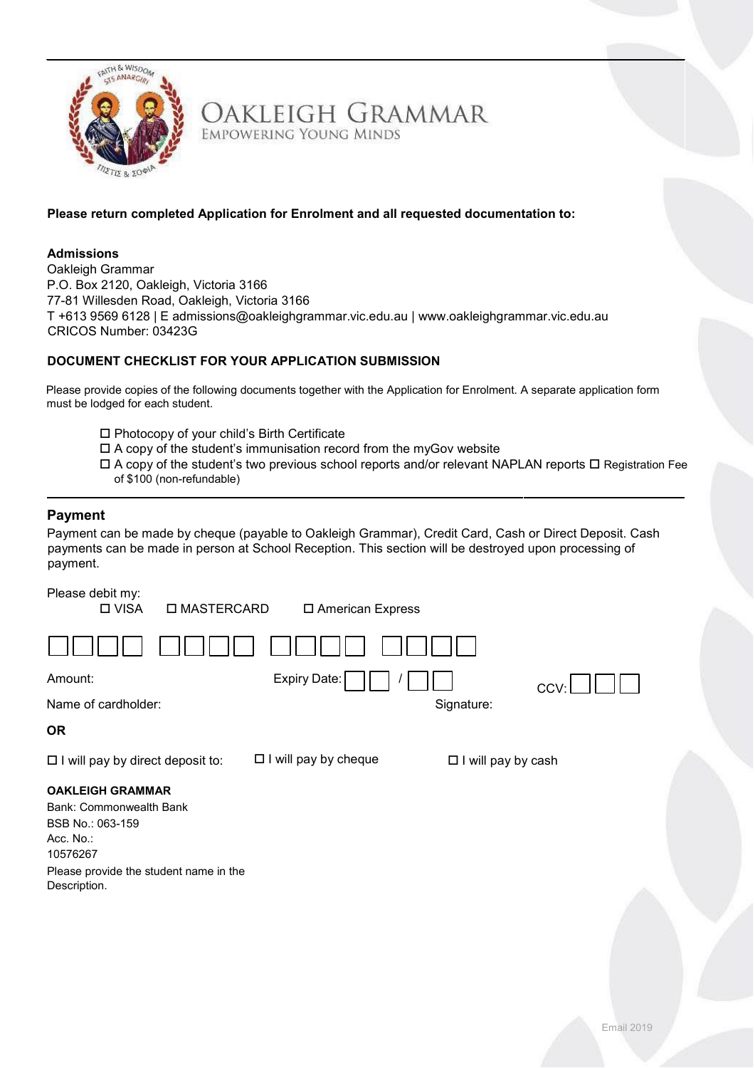# OAKLEIGH GRAMMAR

EMPOWERING YOUNG MINDS

**Please return completed Application for Enrolment and all requested documentation to:**

**Admissions**
Oakleigh Grammar
P.O. Box 2120, Oakleigh, Victoria 3166
77-81 Willesden Road, Oakleigh, Victoria 3166
T +613 9569 6128 | E admissions@oakleighgrammar.vic.edu.au | www.oakleighgrammar.vic.edu.au
CRICOS Number: 03423G

**DOCUMENT CHECKLIST FOR YOUR APPLICATION SUBMISSION**

Please provide copies of the following documents together with the Application for Enrolment. A separate application form must be lodged for each student.

- ☐ Photocopy of your child's Birth Certificate
- ☐ A copy of the student's immunisation record from the myGov website
- ☐ A copy of the student's two previous school reports and/or relevant NAPLAN reports
- ☐ Registration Fee of $100 (non-refundable)

## Payment

Payment can be made by cheque (payable to Oakleigh Grammar), Credit Card, Cash or Direct Deposit. Cash payments can be made in person at School Reception. This section will be destroyed upon processing of payment.

Please debit my:

☐ VISA ☐ MASTERCARD ☐ American Express

☐☐☐☐ ☐☐☐☐ ☐☐☐☐ ☐☐☐☐

Amount: Expiry Date: ☐☐ / ☐☐ CCV: ☐☐☐

Name of cardholder: Signature:

**OR**

☐ I will pay by direct deposit to: ☐ I will pay by cheque ☐ I will pay by cash

**OAKLEIGH GRAMMAR**
Bank: Commonwealth Bank
BSB No.: 063-159
Acc. No.:
10576267
Please provide the student name in the Description.